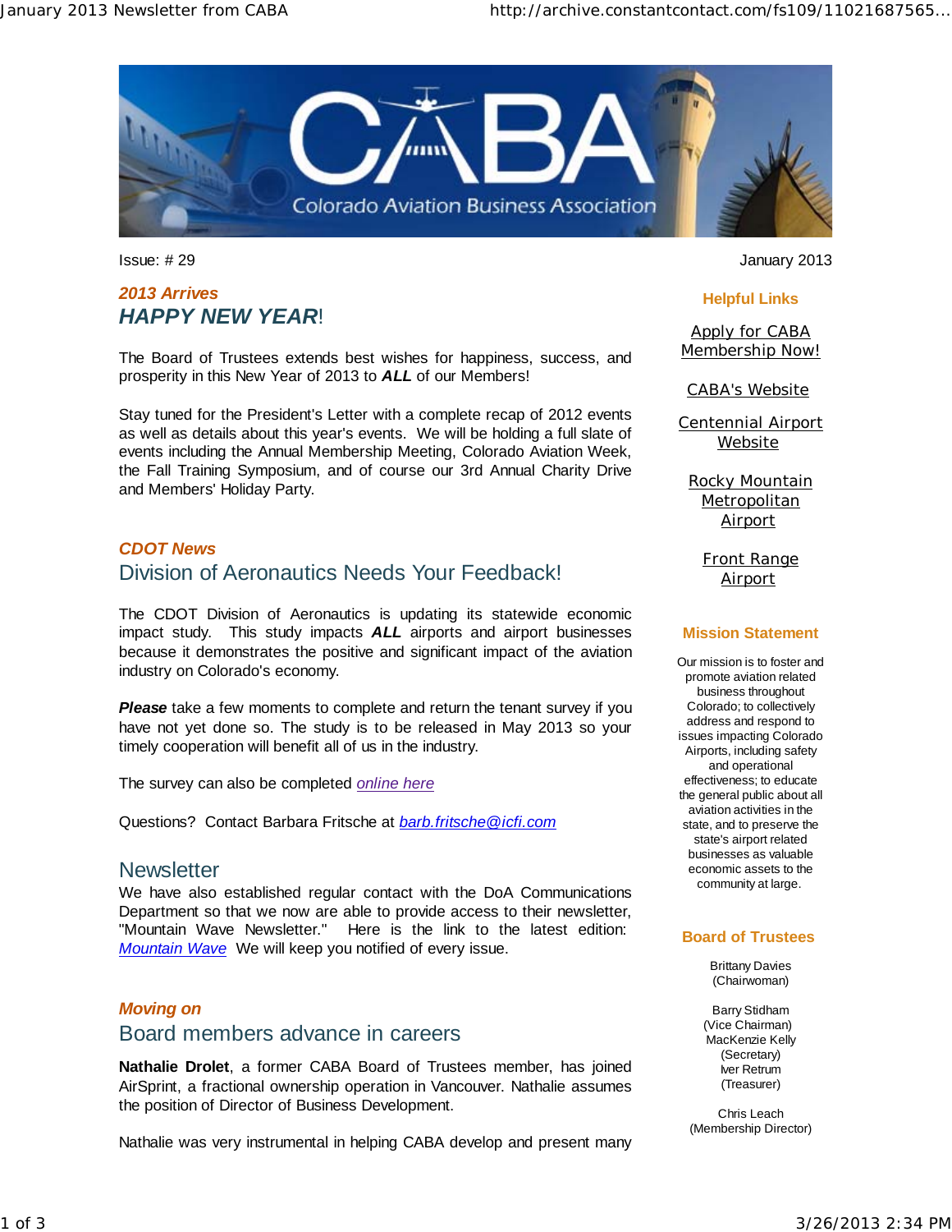Issue: # 29

January 2013

### *2013 Arrives*

## ***HAPPY NEW YEAR!***

The Board of Trustees extends best wishes for happiness, success, and prosperity in this New Year of 2013 to ***ALL*** of our Members!

Stay tuned for the President's Letter with a complete recap of 2012 events as well as details about this year's events. We will be holding a full slate of events including the Annual Membership Meeting, Colorado Aviation Week, the Fall Training Symposium, and of course our 3rd Annual Charity Drive and Members' Holiday Party.

### *CDOT News*

## Division of Aeronautics Needs Your Feedback!

The CDOT Division of Aeronautics is updating its statewide economic impact study. This study impacts ***ALL*** airports and airport businesses because it demonstrates the positive and significant impact of the aviation industry on Colorado's economy.

***Please*** take a few moments to complete and return the tenant survey if you have not yet done so. The study is to be released in May 2013 so your timely cooperation will benefit all of us in the industry.

The survey can also be completed *online here*

Questions? Contact Barbara Fritsche at *barb.fritsche@icfi.com*

## Newsletter

We have also established regular contact with the DoA Communications Department so that we now are able to provide access to their newsletter, "Mountain Wave Newsletter." Here is the link to the latest edition: *Mountain Wave* We will keep you notified of every issue.

### *Moving on*

## Board members advance in careers

**Nathalie Drolet**, a former CABA Board of Trustees member, has joined AirSprint, a fractional ownership operation in Vancouver. Nathalie assumes the position of Director of Business Development.

Nathalie was very instrumental in helping CABA develop and present many

### Helpful Links

Apply for CABA Membership Now!

CABA's Website

Centennial Airport Website

Rocky Mountain Metropolitan Airport

Front Range Airport

### Mission Statement

Our mission is to foster and promote aviation related business throughout Colorado; to collectively address and respond to issues impacting Colorado Airports, including safety and operational effectiveness; to educate the general public about all aviation activities in the state, and to preserve the state's airport related businesses as valuable economic assets to the community at large.

### Board of Trustees

Brittany Davies (Chairwoman)

Barry Stidham (Vice Chairman)
MacKenzie Kelly (Secretary)
Iver Retrum (Treasurer)

Chris Leach (Membership Director)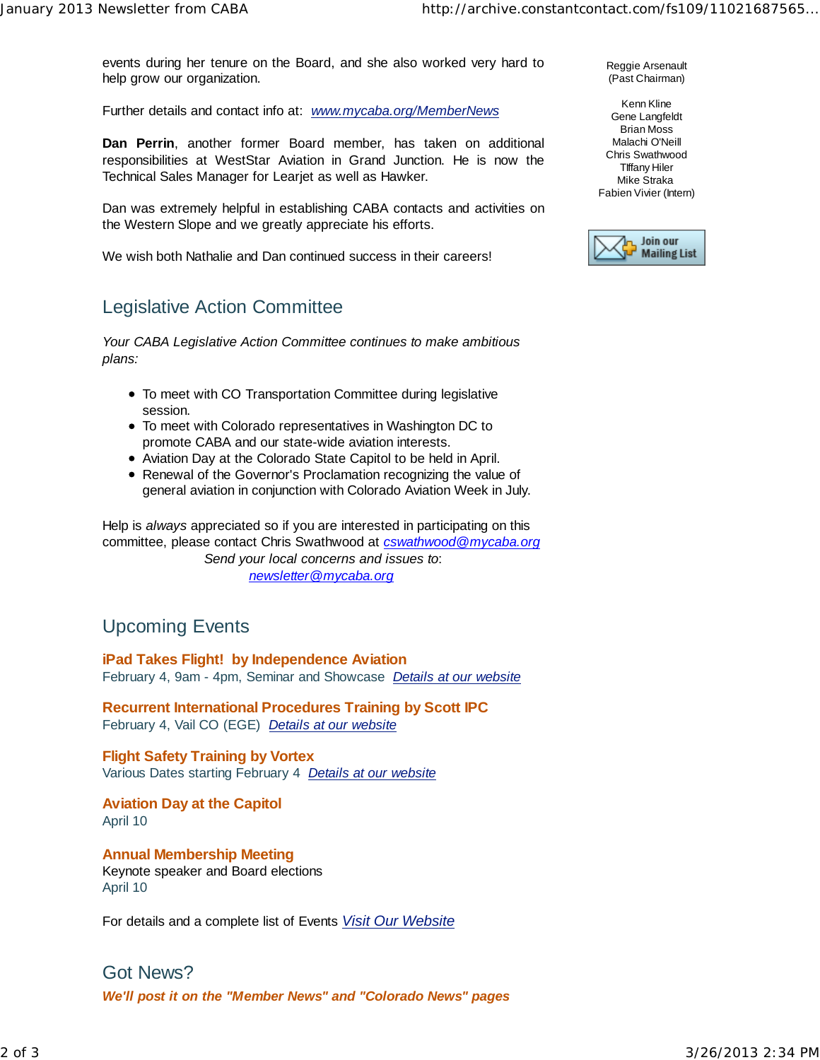events during her tenure on the Board, and she also worked very hard to help grow our organization.

Further details and contact info at: [www.mycaba.org/MemberNews](www.mycaba.org/MemberNews)

**Dan Perrin**, another former Board member, has taken on additional responsibilities at WestStar Aviation in Grand Junction. He is now the Technical Sales Manager for Learjet as well as Hawker.

Dan was extremely helpful in establishing CABA contacts and activities on the Western Slope and we greatly appreciate his efforts.

We wish both Nathalie and Dan continued success in their careers!

Reggie Arsenault
(Past Chairman)

Kenn Kline
Gene Langfeldt
Brian Moss
Malachi O'Neill
Chris Swathwood
Tiffany Hiler
Mike Straka
Fabien Vivier (Intern)

Join our Mailing List

## Legislative Action Committee

*Your CABA Legislative Action Committee continues to make ambitious plans:*

- To meet with CO Transportation Committee during legislative session.
- To meet with Colorado representatives in Washington DC to promote CABA and our state-wide aviation interests.
- Aviation Day at the Colorado State Capitol to be held in April.
- Renewal of the Governor's Proclamation recognizing the value of general aviation in conjunction with Colorado Aviation Week in July.

Help is *always* appreciated so if you are interested in participating on this committee, please contact Chris Swathwood at cswathwood@mycaba.org

*Send your local concerns and issues to*:
newsletter@mycaba.org

## Upcoming Events

**iPad Takes Flight! by Independence Aviation**
February 4, 9am - 4pm, Seminar and Showcase *Details at our website*

**Recurrent International Procedures Training by Scott IPC**
February 4, Vail CO (EGE) *Details at our website*

**Flight Safety Training by Vortex**
Various Dates starting February 4 *Details at our website*

**Aviation Day at the Capitol**
April 10

**Annual Membership Meeting**
Keynote speaker and Board elections
April 10

For details and a complete list of Events *Visit Our Website*

## Got News?

***We'll post it on the "Member News" and "Colorado News" pages***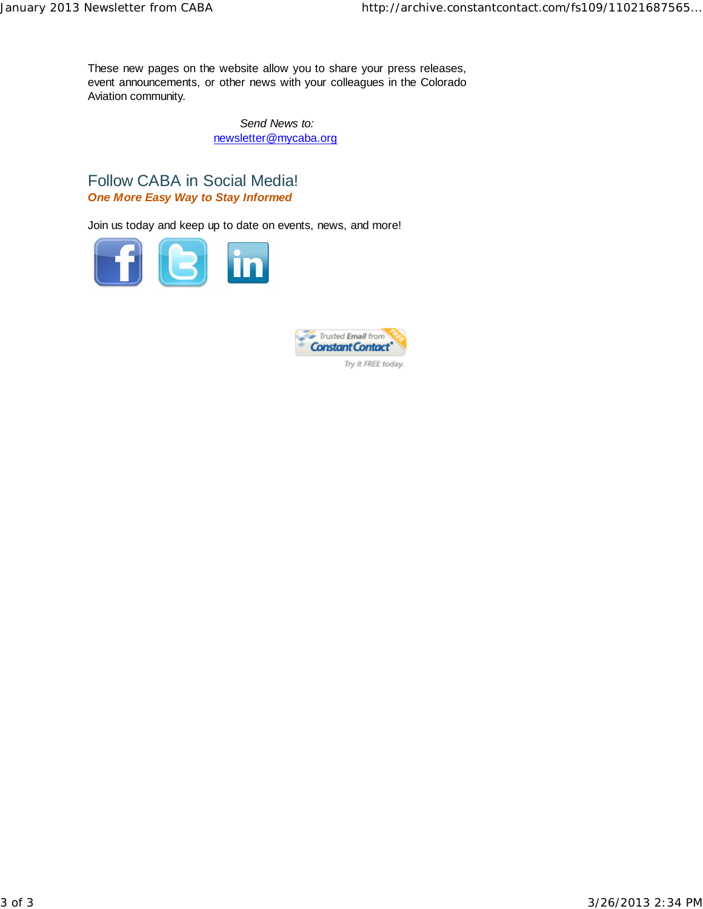These new pages on the website allow you to share your press releases, event announcements, or other news with your colleagues in the Colorado Aviation community.

*Send News to:*
newsletter@mycaba.org

## Follow CABA in Social Media!

***One More Easy Way to Stay Informed***

Join us today and keep up to date on events, news, and more!